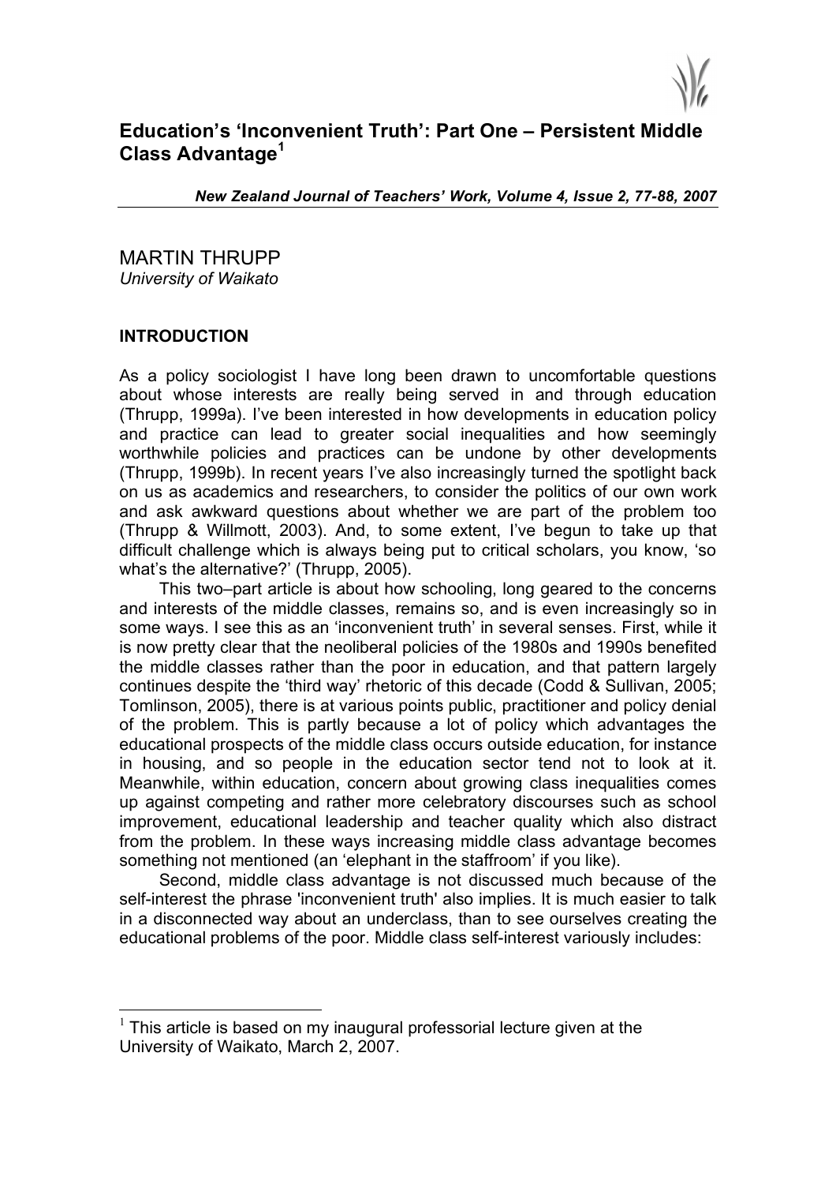# Education's 'Inconvenient Truth': Part One – Persistent Middle Class Advantage[1]

***New Zealand Journal of Teachers' Work, Volume 4, Issue 2, 77-88, 2007***

MARTIN THRUPP
*University of Waikato*

## INTRODUCTION

As a policy sociologist I have long been drawn to uncomfortable questions about whose interests are really being served in and through education (Thrupp, 1999a). I've been interested in how developments in education policy and practice can lead to greater social inequalities and how seemingly worthwhile policies and practices can be undone by other developments (Thrupp, 1999b). In recent years I've also increasingly turned the spotlight back on us as academics and researchers, to consider the politics of our own work and ask awkward questions about whether we are part of the problem too (Thrupp & Willmott, 2003). And, to some extent, I've begun to take up that difficult challenge which is always being put to critical scholars, you know, 'so what's the alternative?' (Thrupp, 2005).

This two–part article is about how schooling, long geared to the concerns and interests of the middle classes, remains so, and is even increasingly so in some ways. I see this as an 'inconvenient truth' in several senses. First, while it is now pretty clear that the neoliberal policies of the 1980s and 1990s benefited the middle classes rather than the poor in education, and that pattern largely continues despite the 'third way' rhetoric of this decade (Codd & Sullivan, 2005; Tomlinson, 2005), there is at various points public, practitioner and policy denial of the problem. This is partly because a lot of policy which advantages the educational prospects of the middle class occurs outside education, for instance in housing, and so people in the education sector tend not to look at it. Meanwhile, within education, concern about growing class inequalities comes up against competing and rather more celebratory discourses such as school improvement, educational leadership and teacher quality which also distract from the problem. In these ways increasing middle class advantage becomes something not mentioned (an 'elephant in the staffroom' if you like).

Second, middle class advantage is not discussed much because of the self-interest the phrase 'inconvenient truth' also implies. It is much easier to talk in a disconnected way about an underclass, than to see ourselves creating the educational problems of the poor. Middle class self-interest variously includes:

---

[1] This article is based on my inaugural professorial lecture given at the University of Waikato, March 2, 2007.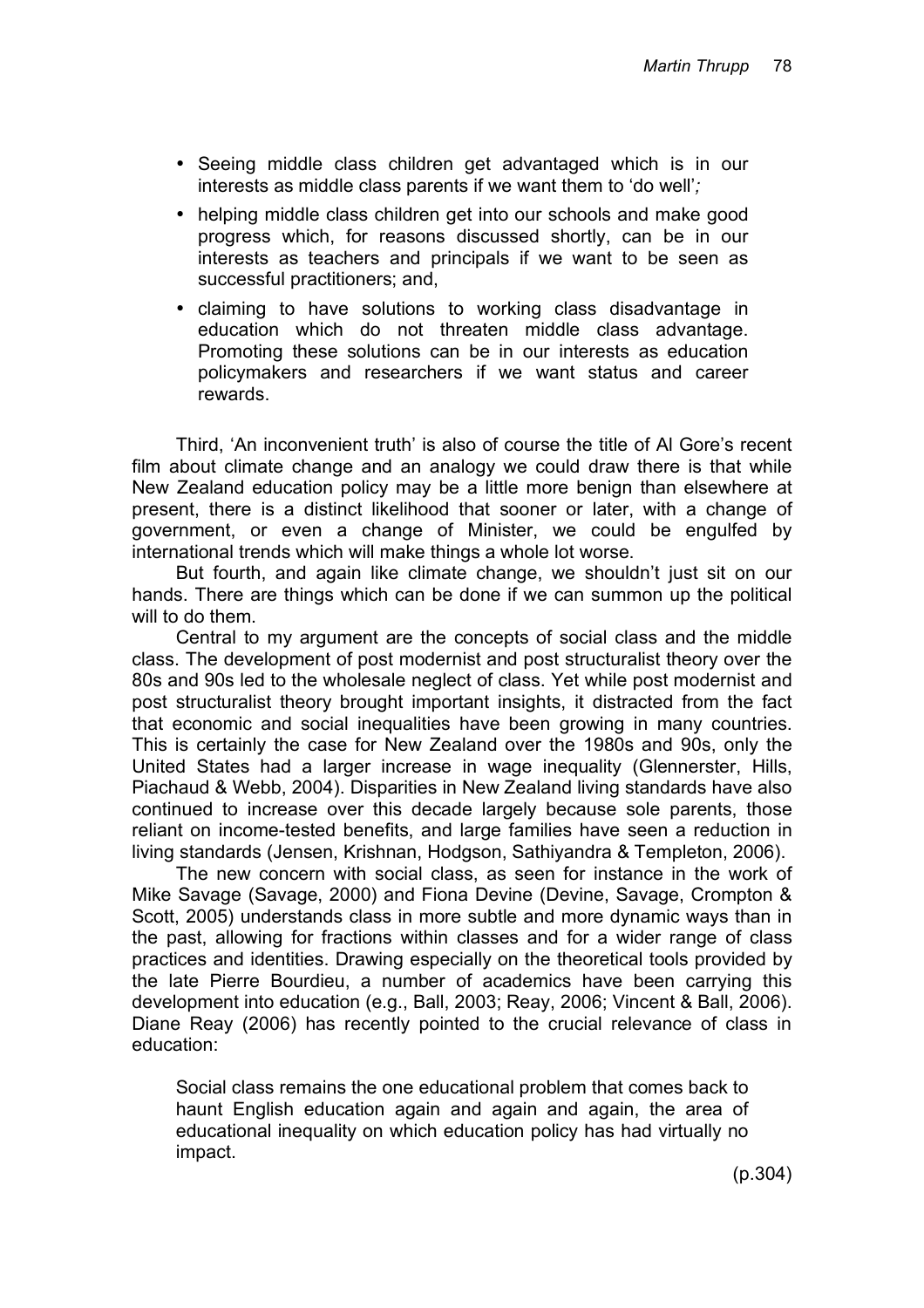- Seeing middle class children get advantaged which is in our interests as middle class parents if we want them to 'do well'*;*
- helping middle class children get into our schools and make good progress which, for reasons discussed shortly, can be in our interests as teachers and principals if we want to be seen as successful practitioners; and,
- claiming to have solutions to working class disadvantage in education which do not threaten middle class advantage. Promoting these solutions can be in our interests as education policymakers and researchers if we want status and career rewards.

Third, 'An inconvenient truth' is also of course the title of Al Gore's recent film about climate change and an analogy we could draw there is that while New Zealand education policy may be a little more benign than elsewhere at present, there is a distinct likelihood that sooner or later, with a change of government, or even a change of Minister, we could be engulfed by international trends which will make things a whole lot worse.

But fourth, and again like climate change, we shouldn't just sit on our hands. There are things which can be done if we can summon up the political will to do them.

Central to my argument are the concepts of social class and the middle class. The development of post modernist and post structuralist theory over the 80s and 90s led to the wholesale neglect of class. Yet while post modernist and post structuralist theory brought important insights, it distracted from the fact that economic and social inequalities have been growing in many countries. This is certainly the case for New Zealand over the 1980s and 90s, only the United States had a larger increase in wage inequality (Glennerster, Hills, Piachaud & Webb, 2004). Disparities in New Zealand living standards have also continued to increase over this decade largely because sole parents, those reliant on income-tested benefits, and large families have seen a reduction in living standards (Jensen, Krishnan, Hodgson, Sathiyandra & Templeton, 2006).

The new concern with social class, as seen for instance in the work of Mike Savage (Savage, 2000) and Fiona Devine (Devine, Savage, Crompton & Scott, 2005) understands class in more subtle and more dynamic ways than in the past, allowing for fractions within classes and for a wider range of class practices and identities. Drawing especially on the theoretical tools provided by the late Pierre Bourdieu, a number of academics have been carrying this development into education (e.g., Ball, 2003; Reay, 2006; Vincent & Ball, 2006). Diane Reay (2006) has recently pointed to the crucial relevance of class in education:

> Social class remains the one educational problem that comes back to haunt English education again and again and again, the area of educational inequality on which education policy has had virtually no impact.
>
> (p.304)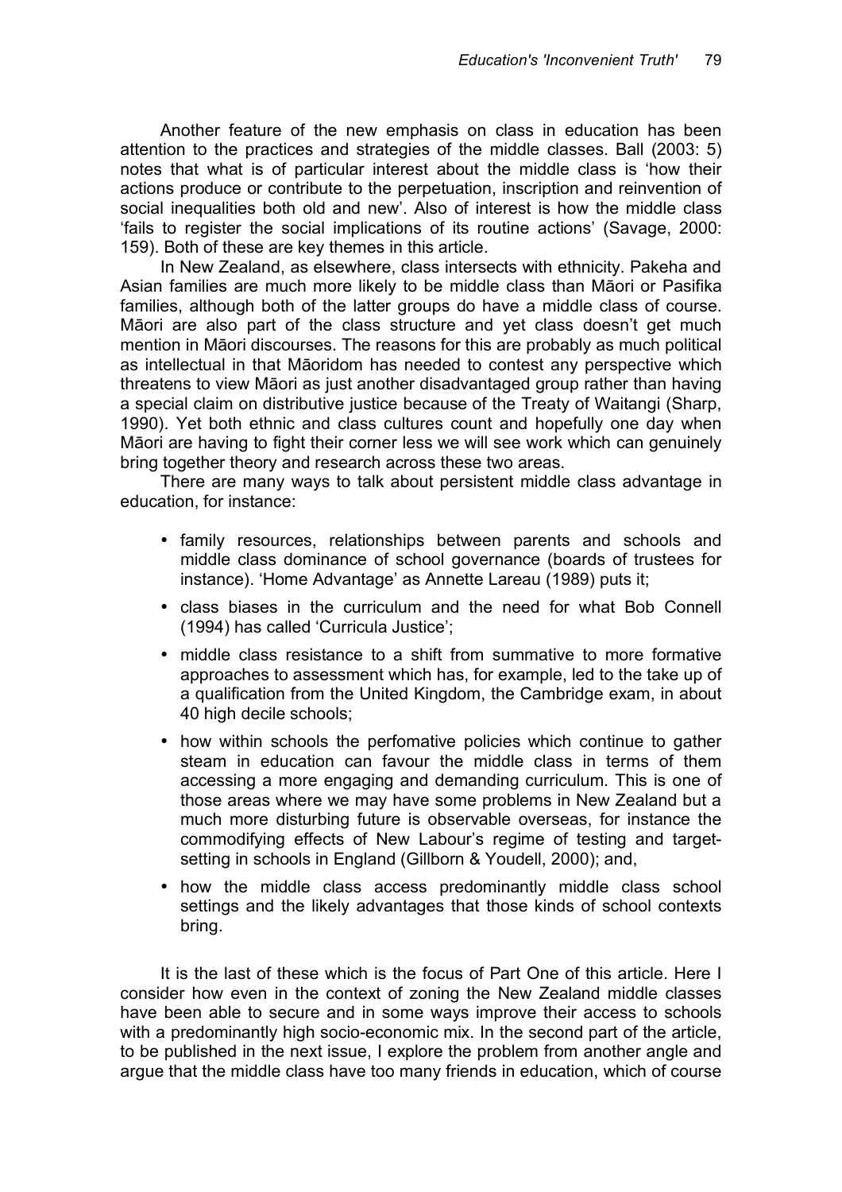Another feature of the new emphasis on class in education has been attention to the practices and strategies of the middle classes. Ball (2003: 5) notes that what is of particular interest about the middle class is 'how their actions produce or contribute to the perpetuation, inscription and reinvention of social inequalities both old and new'. Also of interest is how the middle class 'fails to register the social implications of its routine actions' (Savage, 2000: 159). Both of these are key themes in this article.

In New Zealand, as elsewhere, class intersects with ethnicity. Pakeha and Asian families are much more likely to be middle class than Māori or Pasifika families, although both of the latter groups do have a middle class of course. Māori are also part of the class structure and yet class doesn't get much mention in Māori discourses. The reasons for this are probably as much political as intellectual in that Māoridom has needed to contest any perspective which threatens to view Māori as just another disadvantaged group rather than having a special claim on distributive justice because of the Treaty of Waitangi (Sharp, 1990). Yet both ethnic and class cultures count and hopefully one day when Māori are having to fight their corner less we will see work which can genuinely bring together theory and research across these two areas.

There are many ways to talk about persistent middle class advantage in education, for instance:

- family resources, relationships between parents and schools and middle class dominance of school governance (boards of trustees for instance). 'Home Advantage' as Annette Lareau (1989) puts it;
- class biases in the curriculum and the need for what Bob Connell (1994) has called 'Curricula Justice';
- middle class resistance to a shift from summative to more formative approaches to assessment which has, for example, led to the take up of a qualification from the United Kingdom, the Cambridge exam, in about 40 high decile schools;
- how within schools the perfomative policies which continue to gather steam in education can favour the middle class in terms of them accessing a more engaging and demanding curriculum. This is one of those areas where we may have some problems in New Zealand but a much more disturbing future is observable overseas, for instance the commodifying effects of New Labour's regime of testing and target-setting in schools in England (Gillborn & Youdell, 2000); and,
- how the middle class access predominantly middle class school settings and the likely advantages that those kinds of school contexts bring.

It is the last of these which is the focus of Part One of this article. Here I consider how even in the context of zoning the New Zealand middle classes have been able to secure and in some ways improve their access to schools with a predominantly high socio-economic mix. In the second part of the article, to be published in the next issue, I explore the problem from another angle and argue that the middle class have too many friends in education, which of course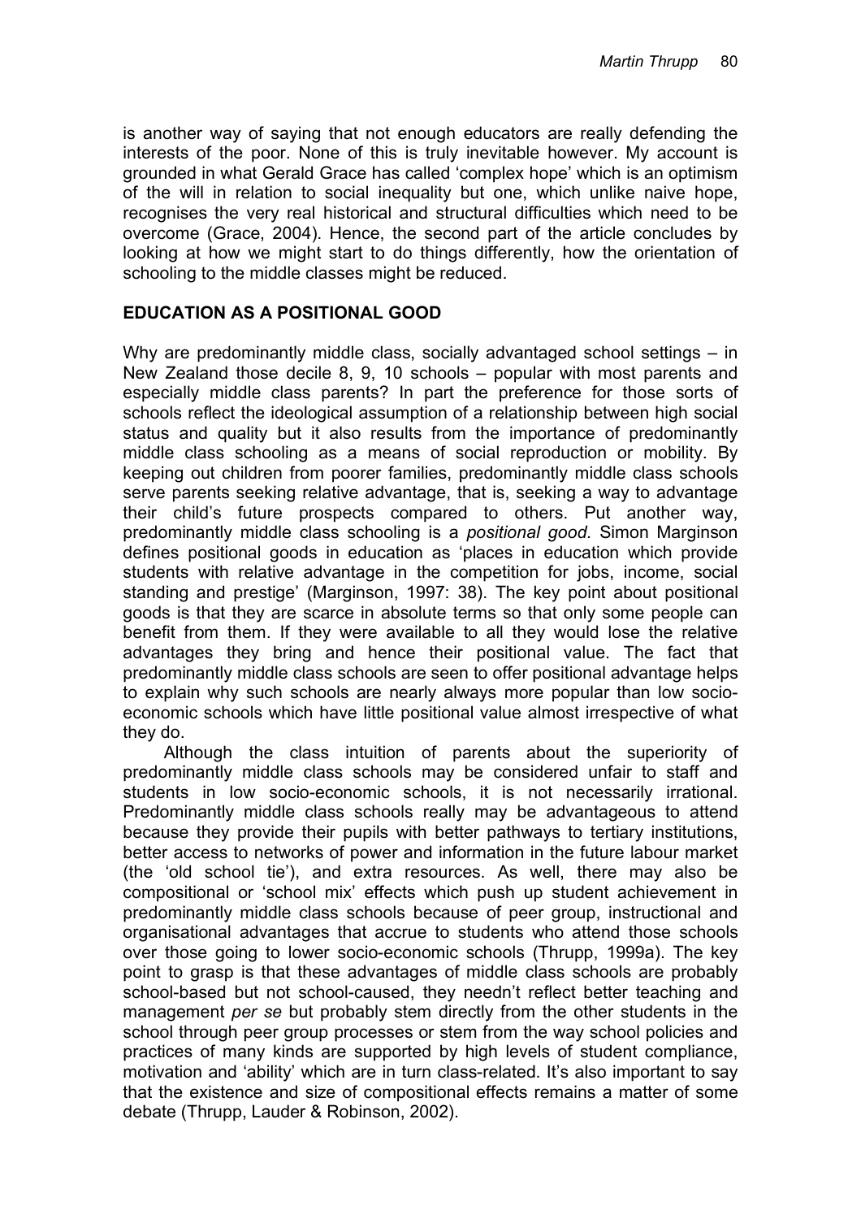is another way of saying that not enough educators are really defending the interests of the poor. None of this is truly inevitable however. My account is grounded in what Gerald Grace has called 'complex hope' which is an optimism of the will in relation to social inequality but one, which unlike naive hope, recognises the very real historical and structural difficulties which need to be overcome (Grace, 2004). Hence, the second part of the article concludes by looking at how we might start to do things differently, how the orientation of schooling to the middle classes might be reduced.

## EDUCATION AS A POSITIONAL GOOD

Why are predominantly middle class, socially advantaged school settings – in New Zealand those decile 8, 9, 10 schools – popular with most parents and especially middle class parents? In part the preference for those sorts of schools reflect the ideological assumption of a relationship between high social status and quality but it also results from the importance of predominantly middle class schooling as a means of social reproduction or mobility. By keeping out children from poorer families, predominantly middle class schools serve parents seeking relative advantage, that is, seeking a way to advantage their child's future prospects compared to others. Put another way, predominantly middle class schooling is a *positional good.* Simon Marginson defines positional goods in education as 'places in education which provide students with relative advantage in the competition for jobs, income, social standing and prestige' (Marginson, 1997: 38). The key point about positional goods is that they are scarce in absolute terms so that only some people can benefit from them. If they were available to all they would lose the relative advantages they bring and hence their positional value. The fact that predominantly middle class schools are seen to offer positional advantage helps to explain why such schools are nearly always more popular than low socio-economic schools which have little positional value almost irrespective of what they do.

Although the class intuition of parents about the superiority of predominantly middle class schools may be considered unfair to staff and students in low socio-economic schools, it is not necessarily irrational. Predominantly middle class schools really may be advantageous to attend because they provide their pupils with better pathways to tertiary institutions, better access to networks of power and information in the future labour market (the 'old school tie'), and extra resources. As well, there may also be compositional or 'school mix' effects which push up student achievement in predominantly middle class schools because of peer group, instructional and organisational advantages that accrue to students who attend those schools over those going to lower socio-economic schools (Thrupp, 1999a). The key point to grasp is that these advantages of middle class schools are probably school-based but not school-caused, they needn't reflect better teaching and management *per se* but probably stem directly from the other students in the school through peer group processes or stem from the way school policies and practices of many kinds are supported by high levels of student compliance, motivation and 'ability' which are in turn class-related. It's also important to say that the existence and size of compositional effects remains a matter of some debate (Thrupp, Lauder & Robinson, 2002).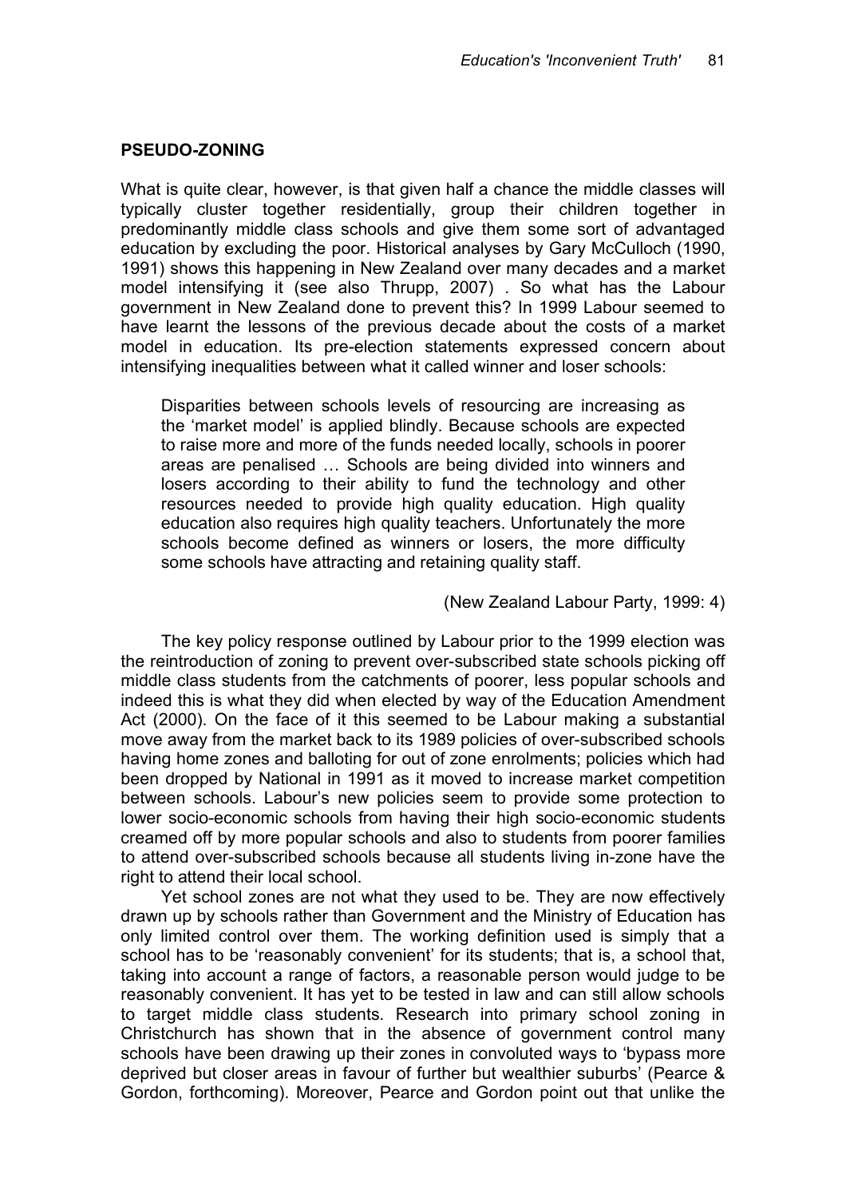## PSEUDO-ZONING

What is quite clear, however, is that given half a chance the middle classes will typically cluster together residentially, group their children together in predominantly middle class schools and give them some sort of advantaged education by excluding the poor. Historical analyses by Gary McCulloch (1990, 1991) shows this happening in New Zealand over many decades and a market model intensifying it (see also Thrupp, 2007) . So what has the Labour government in New Zealand done to prevent this? In 1999 Labour seemed to have learnt the lessons of the previous decade about the costs of a market model in education. Its pre-election statements expressed concern about intensifying inequalities between what it called winner and loser schools:

> Disparities between schools levels of resourcing are increasing as the 'market model' is applied blindly. Because schools are expected to raise more and more of the funds needed locally, schools in poorer areas are penalised … Schools are being divided into winners and losers according to their ability to fund the technology and other resources needed to provide high quality education. High quality education also requires high quality teachers. Unfortunately the more schools become defined as winners or losers, the more difficulty some schools have attracting and retaining quality staff.
>
> (New Zealand Labour Party, 1999: 4)

The key policy response outlined by Labour prior to the 1999 election was the reintroduction of zoning to prevent over-subscribed state schools picking off middle class students from the catchments of poorer, less popular schools and indeed this is what they did when elected by way of the Education Amendment Act (2000). On the face of it this seemed to be Labour making a substantial move away from the market back to its 1989 policies of over-subscribed schools having home zones and balloting for out of zone enrolments; policies which had been dropped by National in 1991 as it moved to increase market competition between schools. Labour's new policies seem to provide some protection to lower socio-economic schools from having their high socio-economic students creamed off by more popular schools and also to students from poorer families to attend over-subscribed schools because all students living in-zone have the right to attend their local school.

Yet school zones are not what they used to be. They are now effectively drawn up by schools rather than Government and the Ministry of Education has only limited control over them. The working definition used is simply that a school has to be 'reasonably convenient' for its students; that is, a school that, taking into account a range of factors, a reasonable person would judge to be reasonably convenient. It has yet to be tested in law and can still allow schools to target middle class students. Research into primary school zoning in Christchurch has shown that in the absence of government control many schools have been drawing up their zones in convoluted ways to 'bypass more deprived but closer areas in favour of further but wealthier suburbs' (Pearce & Gordon, forthcoming). Moreover, Pearce and Gordon point out that unlike the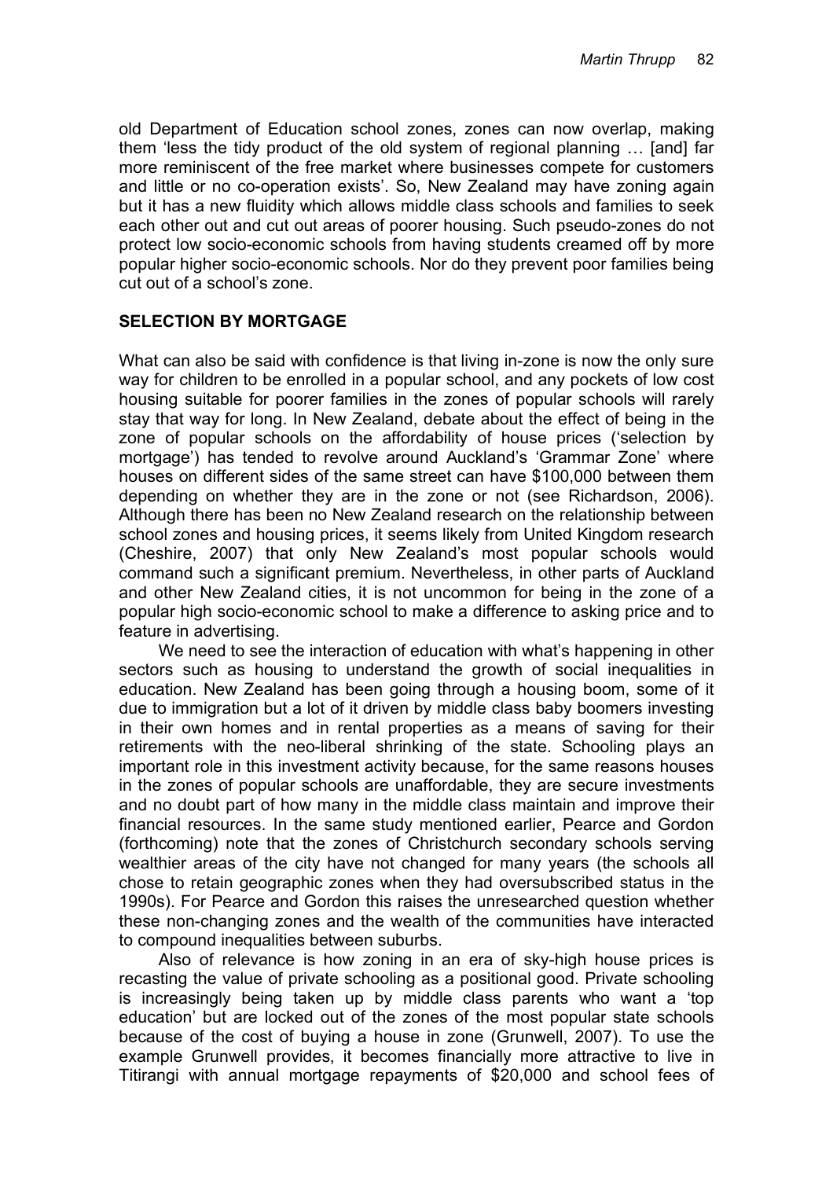old Department of Education school zones, zones can now overlap, making them 'less the tidy product of the old system of regional planning … [and] far more reminiscent of the free market where businesses compete for customers and little or no co-operation exists'. So, New Zealand may have zoning again but it has a new fluidity which allows middle class schools and families to seek each other out and cut out areas of poorer housing. Such pseudo-zones do not protect low socio-economic schools from having students creamed off by more popular higher socio-economic schools. Nor do they prevent poor families being cut out of a school's zone.

## SELECTION BY MORTGAGE

What can also be said with confidence is that living in-zone is now the only sure way for children to be enrolled in a popular school, and any pockets of low cost housing suitable for poorer families in the zones of popular schools will rarely stay that way for long. In New Zealand, debate about the effect of being in the zone of popular schools on the affordability of house prices ('selection by mortgage') has tended to revolve around Auckland's 'Grammar Zone' where houses on different sides of the same street can have $100,000 between them depending on whether they are in the zone or not (see Richardson, 2006). Although there has been no New Zealand research on the relationship between school zones and housing prices, it seems likely from United Kingdom research (Cheshire, 2007) that only New Zealand's most popular schools would command such a significant premium. Nevertheless, in other parts of Auckland and other New Zealand cities, it is not uncommon for being in the zone of a popular high socio-economic school to make a difference to asking price and to feature in advertising.

We need to see the interaction of education with what's happening in other sectors such as housing to understand the growth of social inequalities in education. New Zealand has been going through a housing boom, some of it due to immigration but a lot of it driven by middle class baby boomers investing in their own homes and in rental properties as a means of saving for their retirements with the neo-liberal shrinking of the state. Schooling plays an important role in this investment activity because, for the same reasons houses in the zones of popular schools are unaffordable, they are secure investments and no doubt part of how many in the middle class maintain and improve their financial resources. In the same study mentioned earlier, Pearce and Gordon (forthcoming) note that the zones of Christchurch secondary schools serving wealthier areas of the city have not changed for many years (the schools all chose to retain geographic zones when they had oversubscribed status in the 1990s). For Pearce and Gordon this raises the unresearched question whether these non-changing zones and the wealth of the communities have interacted to compound inequalities between suburbs.

Also of relevance is how zoning in an era of sky-high house prices is recasting the value of private schooling as a positional good. Private schooling is increasingly being taken up by middle class parents who want a 'top education' but are locked out of the zones of the most popular state schools because of the cost of buying a house in zone (Grunwell, 2007). To use the example Grunwell provides, it becomes financially more attractive to live in Titirangi with annual mortgage repayments of $20,000 and school fees of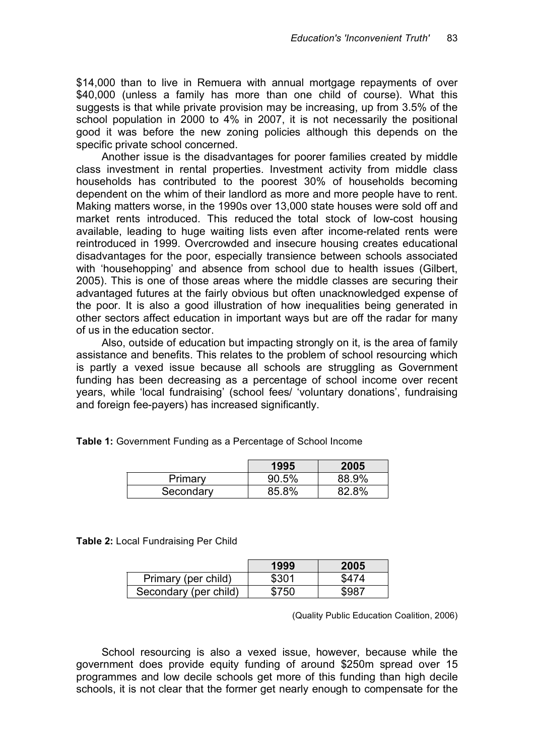$14,000 than to live in Remuera with annual mortgage repayments of over $40,000 (unless a family has more than one child of course). What this suggests is that while private provision may be increasing, up from 3.5% of the school population in 2000 to 4% in 2007, it is not necessarily the positional good it was before the new zoning policies although this depends on the specific private school concerned.

Another issue is the disadvantages for poorer families created by middle class investment in rental properties. Investment activity from middle class households has contributed to the poorest 30% of households becoming dependent on the whim of their landlord as more and more people have to rent. Making matters worse, in the 1990s over 13,000 state houses were sold off and market rents introduced. This reduced the total stock of low-cost housing available, leading to huge waiting lists even after income-related rents were reintroduced in 1999. Overcrowded and insecure housing creates educational disadvantages for the poor, especially transience between schools associated with 'househopping' and absence from school due to health issues (Gilbert, 2005). This is one of those areas where the middle classes are securing their advantaged futures at the fairly obvious but often unacknowledged expense of the poor. It is also a good illustration of how inequalities being generated in other sectors affect education in important ways but are off the radar for many of us in the education sector.

Also, outside of education but impacting strongly on it, is the area of family assistance and benefits. This relates to the problem of school resourcing which is partly a vexed issue because all schools are struggling as Government funding has been decreasing as a percentage of school income over recent years, while 'local fundraising' (school fees/ 'voluntary donations', fundraising and foreign fee-payers) has increased significantly.

**Table 1:** Government Funding as a Percentage of School Income

| | **1995** | **2005** |
|---|---|---|
| Primary | 90.5% | 88.9% |
| Secondary | 85.8% | 82.8% |

**Table 2:** Local Fundraising Per Child

| | **1999** | **2005** |
|---|---|---|
| Primary (per child) | $301 | $474 |
| Secondary (per child) | $750 | $987 |

(Quality Public Education Coalition, 2006)

School resourcing is also a vexed issue, however, because while the government does provide equity funding of around $250m spread over 15 programmes and low decile schools get more of this funding than high decile schools, it is not clear that the former get nearly enough to compensate for the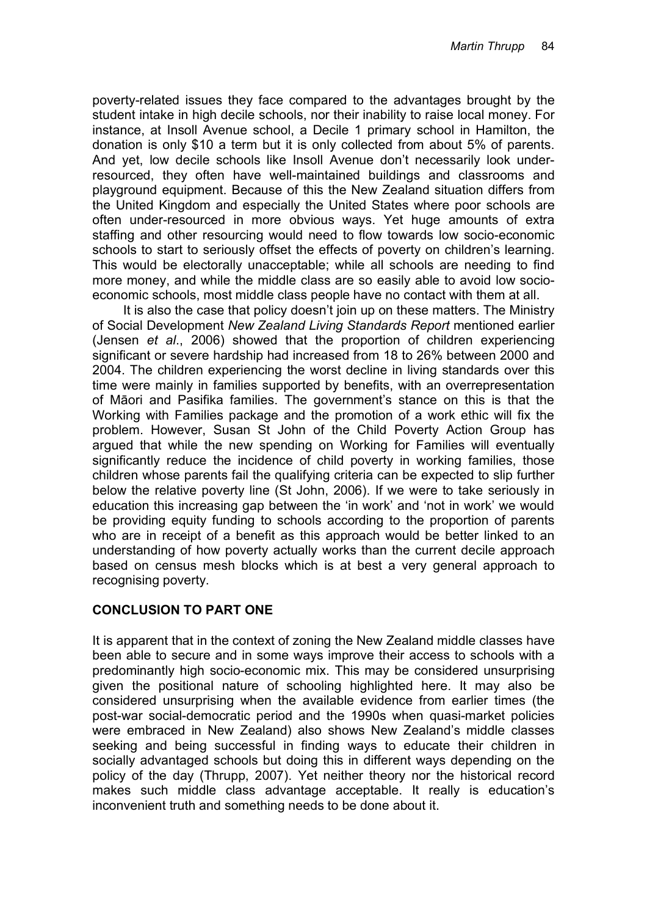poverty-related issues they face compared to the advantages brought by the student intake in high decile schools, nor their inability to raise local money. For instance, at Insoll Avenue school, a Decile 1 primary school in Hamilton, the donation is only $10 a term but it is only collected from about 5% of parents. And yet, low decile schools like Insoll Avenue don't necessarily look under-resourced, they often have well-maintained buildings and classrooms and playground equipment. Because of this the New Zealand situation differs from the United Kingdom and especially the United States where poor schools are often under-resourced in more obvious ways. Yet huge amounts of extra staffing and other resourcing would need to flow towards low socio-economic schools to start to seriously offset the effects of poverty on children's learning. This would be electorally unacceptable; while all schools are needing to find more money, and while the middle class are so easily able to avoid low socio-economic schools, most middle class people have no contact with them at all.

It is also the case that policy doesn't join up on these matters. The Ministry of Social Development *New Zealand Living Standards Report* mentioned earlier (Jensen *et al*., 2006) showed that the proportion of children experiencing significant or severe hardship had increased from 18 to 26% between 2000 and 2004. The children experiencing the worst decline in living standards over this time were mainly in families supported by benefits, with an overrepresentation of Māori and Pasifika families. The government's stance on this is that the Working with Families package and the promotion of a work ethic will fix the problem. However, Susan St John of the Child Poverty Action Group has argued that while the new spending on Working for Families will eventually significantly reduce the incidence of child poverty in working families, those children whose parents fail the qualifying criteria can be expected to slip further below the relative poverty line (St John, 2006). If we were to take seriously in education this increasing gap between the 'in work' and 'not in work' we would be providing equity funding to schools according to the proportion of parents who are in receipt of a benefit as this approach would be better linked to an understanding of how poverty actually works than the current decile approach based on census mesh blocks which is at best a very general approach to recognising poverty.

## CONCLUSION TO PART ONE

It is apparent that in the context of zoning the New Zealand middle classes have been able to secure and in some ways improve their access to schools with a predominantly high socio-economic mix. This may be considered unsurprising given the positional nature of schooling highlighted here. It may also be considered unsurprising when the available evidence from earlier times (the post-war social-democratic period and the 1990s when quasi-market policies were embraced in New Zealand) also shows New Zealand's middle classes seeking and being successful in finding ways to educate their children in socially advantaged schools but doing this in different ways depending on the policy of the day (Thrupp, 2007). Yet neither theory nor the historical record makes such middle class advantage acceptable. It really is education's inconvenient truth and something needs to be done about it.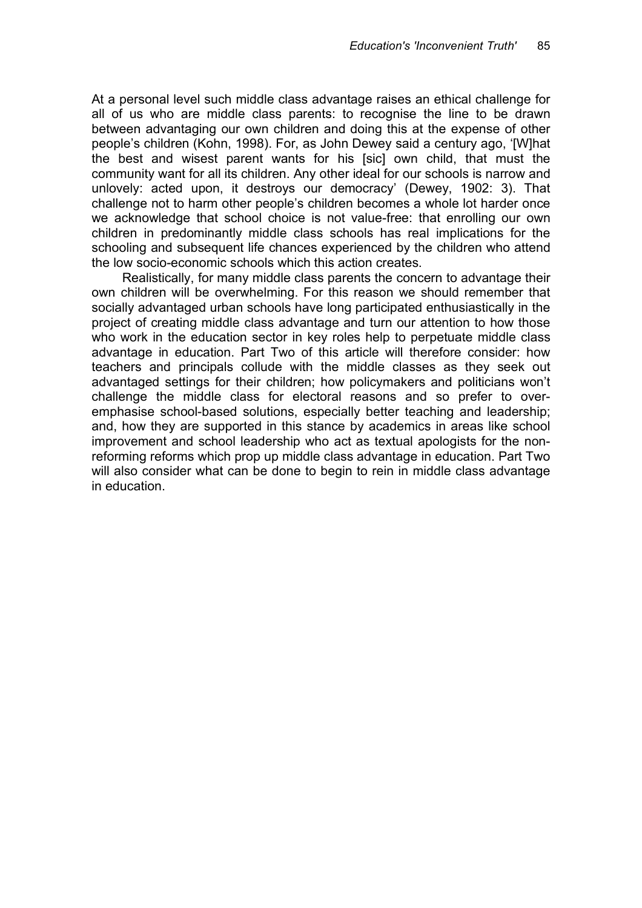At a personal level such middle class advantage raises an ethical challenge for all of us who are middle class parents: to recognise the line to be drawn between advantaging our own children and doing this at the expense of other people's children (Kohn, 1998). For, as John Dewey said a century ago, '[W]hat the best and wisest parent wants for his [sic] own child, that must the community want for all its children. Any other ideal for our schools is narrow and unlovely: acted upon, it destroys our democracy' (Dewey, 1902: 3). That challenge not to harm other people's children becomes a whole lot harder once we acknowledge that school choice is not value-free: that enrolling our own children in predominantly middle class schools has real implications for the schooling and subsequent life chances experienced by the children who attend the low socio-economic schools which this action creates.

Realistically, for many middle class parents the concern to advantage their own children will be overwhelming. For this reason we should remember that socially advantaged urban schools have long participated enthusiastically in the project of creating middle class advantage and turn our attention to how those who work in the education sector in key roles help to perpetuate middle class advantage in education. Part Two of this article will therefore consider: how teachers and principals collude with the middle classes as they seek out advantaged settings for their children; how policymakers and politicians won't challenge the middle class for electoral reasons and so prefer to over-emphasise school-based solutions, especially better teaching and leadership; and, how they are supported in this stance by academics in areas like school improvement and school leadership who act as textual apologists for the non-reforming reforms which prop up middle class advantage in education. Part Two will also consider what can be done to begin to rein in middle class advantage in education.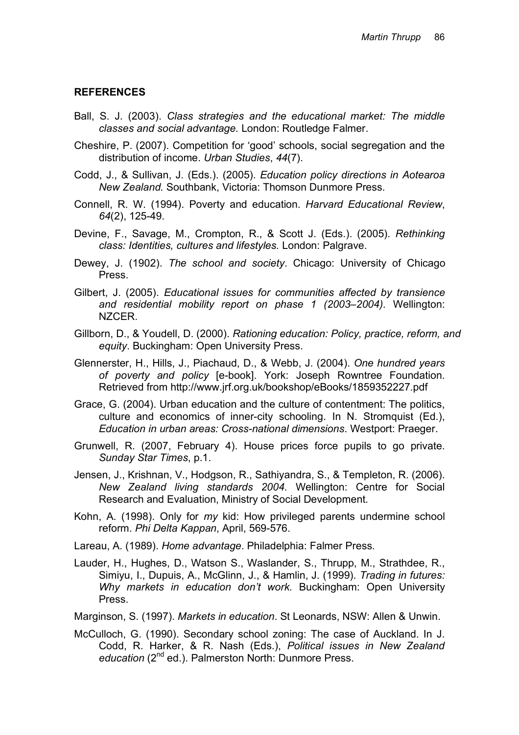## REFERENCES

Ball, S. J. (2003). *Class strategies and the educational market: The middle classes and social advantage.* London: Routledge Falmer.

Cheshire, P. (2007). Competition for 'good' schools, social segregation and the distribution of income. *Urban Studies*, *44*(7).

Codd, J., & Sullivan, J. (Eds.). (2005). *Education policy directions in Aotearoa New Zealand.* Southbank, Victoria: Thomson Dunmore Press.

Connell, R. W. (1994). Poverty and education. *Harvard Educational Review*, *64*(2), 125-49.

Devine, F., Savage, M., Crompton, R., & Scott J. (Eds.). (2005). *Rethinking class: Identities, cultures and lifestyles.* London: Palgrave.

Dewey, J. (1902). *The school and society*. Chicago: University of Chicago Press.

Gilbert, J. (2005). *Educational issues for communities affected by transience and residential mobility report on phase 1 (2003–2004).* Wellington: NZCER.

Gillborn, D., & Youdell, D. (2000). *Rationing education: Policy, practice, reform, and equity*. Buckingham: Open University Press.

Glennerster, H., Hills, J., Piachaud, D., & Webb, J. (2004). *One hundred years of poverty and policy* [e-book]. York: Joseph Rowntree Foundation. Retrieved from http://www.jrf.org.uk/bookshop/eBooks/1859352227.pdf

Grace, G. (2004). Urban education and the culture of contentment: The politics, culture and economics of inner-city schooling. In N. Stromquist (Ed.), *Education in urban areas: Cross-national dimensions*. Westport: Praeger.

Grunwell, R. (2007, February 4). House prices force pupils to go private. *Sunday Star Times*, p.1.

Jensen, J., Krishnan, V., Hodgson, R., Sathiyandra, S., & Templeton, R. (2006). *New Zealand living standards 2004.* Wellington: Centre for Social Research and Evaluation, Ministry of Social Development.

Kohn, A. (1998). Only for *my* kid: How privileged parents undermine school reform. *Phi Delta Kappan*, April, 569-576.

Lareau, A. (1989). *Home advantage*. Philadelphia: Falmer Press.

Lauder, H., Hughes, D., Watson S., Waslander, S., Thrupp, M., Strathdee, R., Simiyu, I., Dupuis, A., McGlinn, J., & Hamlin, J. (1999). *Trading in futures: Why markets in education don't work.* Buckingham: Open University Press.

Marginson, S. (1997). *Markets in education*. St Leonards, NSW: Allen & Unwin.

McCulloch, G. (1990). Secondary school zoning: The case of Auckland. In J. Codd, R. Harker, & R. Nash (Eds.), *Political issues in New Zealand education* (2nd ed.). Palmerston North: Dunmore Press.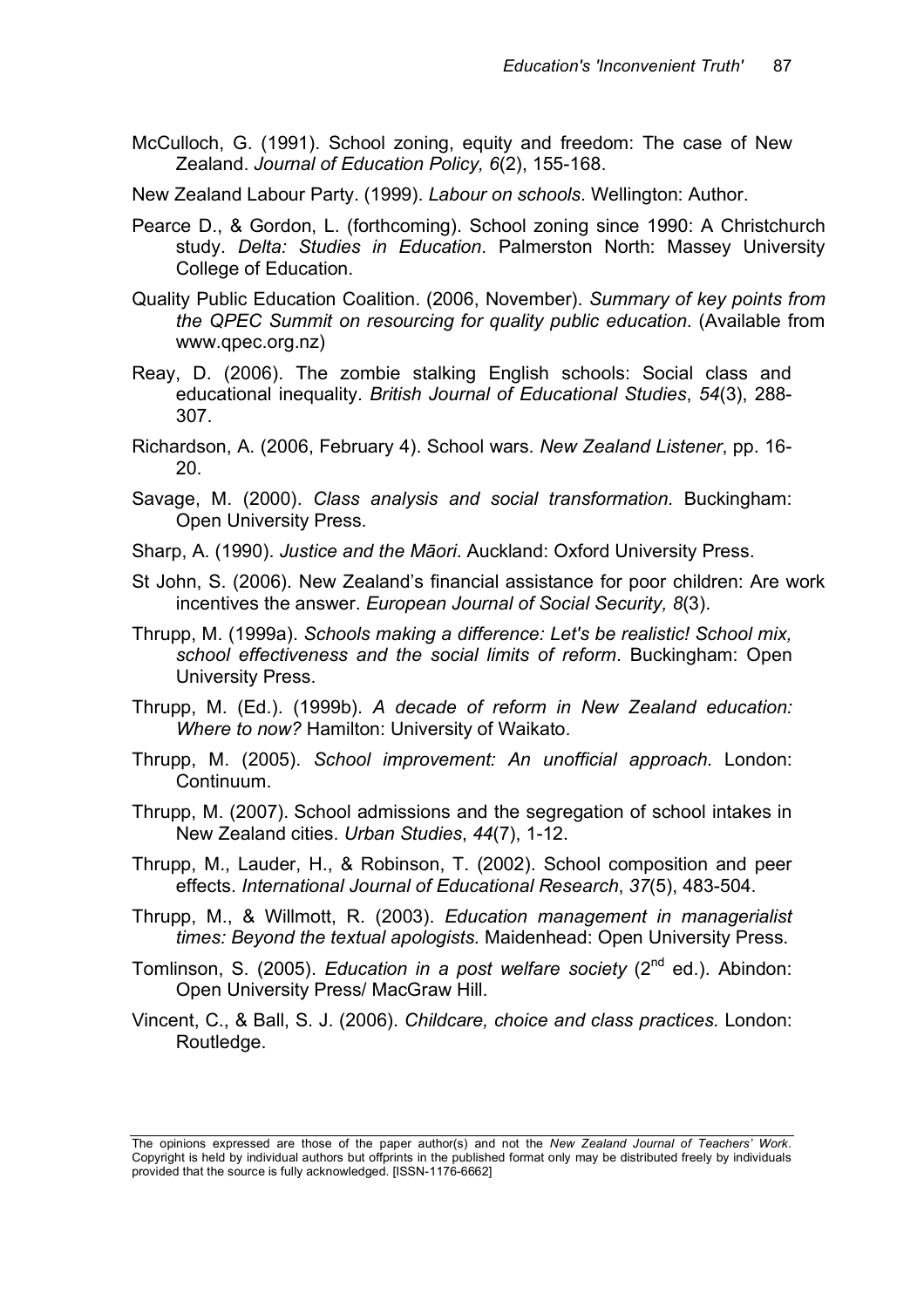McCulloch, G. (1991). School zoning, equity and freedom: The case of New Zealand. *Journal of Education Policy, 6*(2), 155-168.

New Zealand Labour Party. (1999). *Labour on schools*. Wellington: Author.

Pearce D., & Gordon, L. (forthcoming). School zoning since 1990: A Christchurch study. *Delta: Studies in Education*. Palmerston North: Massey University College of Education.

Quality Public Education Coalition. (2006, November). *Summary of key points from the QPEC Summit on resourcing for quality public education*. (Available from www.qpec.org.nz)

Reay, D. (2006). The zombie stalking English schools: Social class and educational inequality. *British Journal of Educational Studies*, *54*(3), 288-307.

Richardson, A. (2006, February 4). School wars. *New Zealand Listener*, pp. 16-20.

Savage, M. (2000). *Class analysis and social transformation.* Buckingham: Open University Press.

Sharp, A. (1990). *Justice and the Māori*. Auckland: Oxford University Press.

St John, S. (2006). New Zealand's financial assistance for poor children: Are work incentives the answer. *European Journal of Social Security, 8*(3).

Thrupp, M. (1999a). *Schools making a difference: Let's be realistic! School mix, school effectiveness and the social limits of reform*. Buckingham: Open University Press.

Thrupp, M. (Ed.). (1999b). *A decade of reform in New Zealand education: Where to now?* Hamilton: University of Waikato.

Thrupp, M. (2005). *School improvement: An unofficial approach*. London: Continuum.

Thrupp, M. (2007). School admissions and the segregation of school intakes in New Zealand cities. *Urban Studies*, *44*(7), 1-12.

Thrupp, M., Lauder, H., & Robinson, T. (2002). School composition and peer effects. *International Journal of Educational Research*, *37*(5), 483-504.

Thrupp, M., & Willmott, R. (2003). *Education management in managerialist times: Beyond the textual apologists.* Maidenhead: Open University Press.

Tomlinson, S. (2005). *Education in a post welfare society* (2nd ed.). Abindon: Open University Press/ MacGraw Hill.

Vincent, C., & Ball, S. J. (2006). *Childcare, choice and class practices.* London: Routledge.

The opinions expressed are those of the paper author(s) and not the *New Zealand Journal of Teachers' Work*. Copyright is held by individual authors but offprints in the published format only may be distributed freely by individuals provided that the source is fully acknowledged. [ISSN-1176-6662]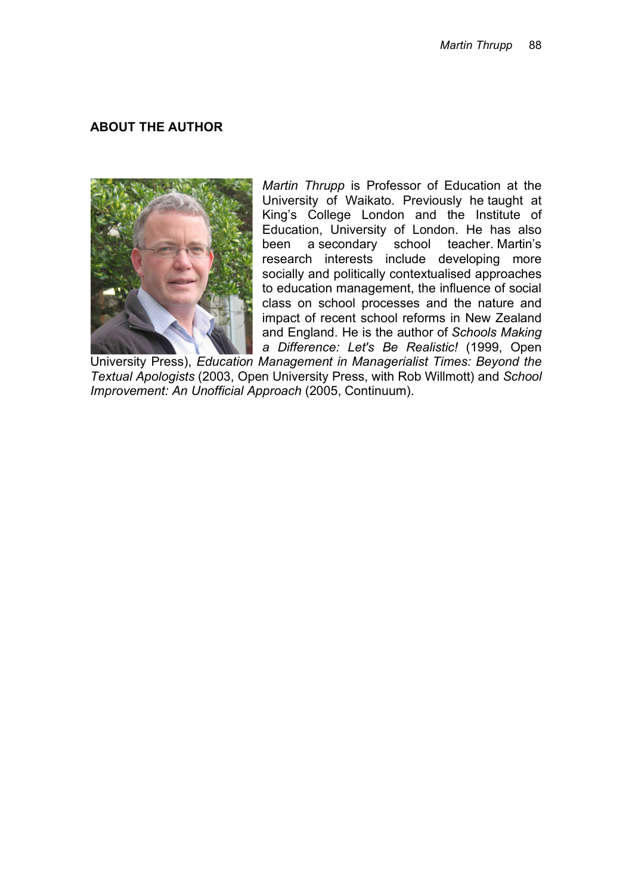## ABOUT THE AUTHOR

*Martin Thrupp* is Professor of Education at the University of Waikato. Previously he taught at King's College London and the Institute of Education, University of London. He has also been a secondary school teacher. Martin's research interests include developing more socially and politically contextualised approaches to education management, the influence of social class on school processes and the nature and impact of recent school reforms in New Zealand and England. He is the author of *Schools Making a Difference: Let's Be Realistic!* (1999, Open University Press), *Education Management in Managerialist Times: Beyond the Textual Apologists* (2003, Open University Press, with Rob Willmott) and *School Improvement: An Unofficial Approach* (2005, Continuum).